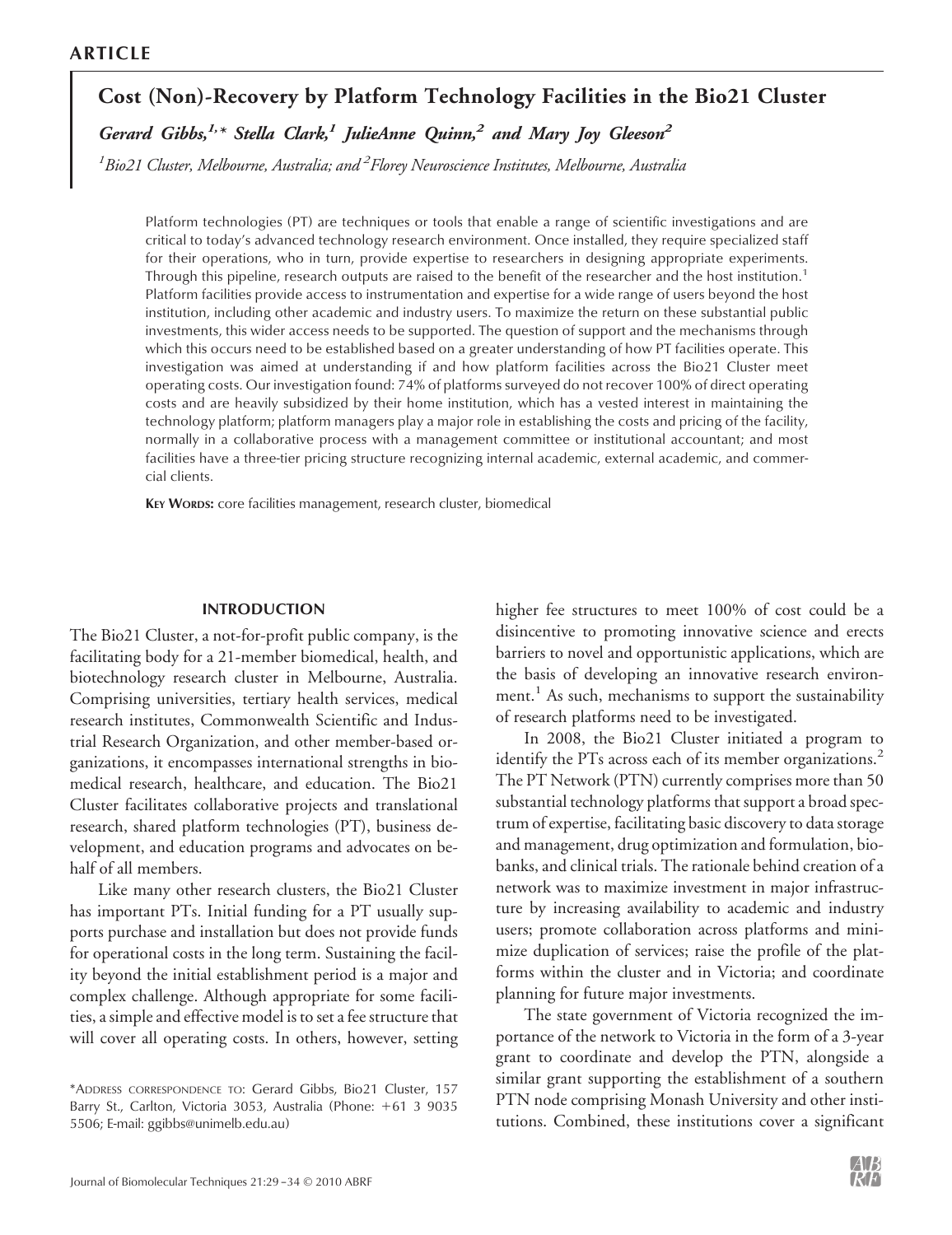**ARTICLE**

# Cost (Non)-Recovery by Platform Technology Facilities in the Bio21 Cluster

*Gerard Gibbs,[1,*] Stella Clark,[1] JulieAnne Quinn,[2] and Mary Joy Gleeson[2]*

*[1]Bio21 Cluster, Melbourne, Australia; and [2]Florey Neuroscience Institutes, Melbourne, Australia*

Platform technologies (PT) are techniques or tools that enable a range of scientific investigations and are critical to today's advanced technology research environment. Once installed, they require specialized staff for their operations, who in turn, provide expertise to researchers in designing appropriate experiments. Through this pipeline, research outputs are raised to the benefit of the researcher and the host institution.[1] Platform facilities provide access to instrumentation and expertise for a wide range of users beyond the host institution, including other academic and industry users. To maximize the return on these substantial public investments, this wider access needs to be supported. The question of support and the mechanisms through which this occurs need to be established based on a greater understanding of how PT facilities operate. This investigation was aimed at understanding if and how platform facilities across the Bio21 Cluster meet operating costs. Our investigation found: 74% of platforms surveyed do not recover 100% of direct operating costs and are heavily subsidized by their home institution, which has a vested interest in maintaining the technology platform; platform managers play a major role in establishing the costs and pricing of the facility, normally in a collaborative process with a management committee or institutional accountant; and most facilities have a three-tier pricing structure recognizing internal academic, external academic, and commercial clients.

**KEY WORDS:** core facilities management, research cluster, biomedical

## INTRODUCTION

The Bio21 Cluster, a not-for-profit public company, is the facilitating body for a 21-member biomedical, health, and biotechnology research cluster in Melbourne, Australia. Comprising universities, tertiary health services, medical research institutes, Commonwealth Scientific and Industrial Research Organization, and other member-based organizations, it encompasses international strengths in biomedical research, healthcare, and education. The Bio21 Cluster facilitates collaborative projects and translational research, shared platform technologies (PT), business development, and education programs and advocates on behalf of all members.

Like many other research clusters, the Bio21 Cluster has important PTs. Initial funding for a PT usually supports purchase and installation but does not provide funds for operational costs in the long term. Sustaining the facility beyond the initial establishment period is a major and complex challenge. Although appropriate for some facilities, a simple and effective model is to set a fee structure that will cover all operating costs. In others, however, setting higher fee structures to meet 100% of cost could be a disincentive to promoting innovative science and erects barriers to novel and opportunistic applications, which are the basis of developing an innovative research environment.[1] As such, mechanisms to support the sustainability of research platforms need to be investigated.

In 2008, the Bio21 Cluster initiated a program to identify the PTs across each of its member organizations.[2] The PT Network (PTN) currently comprises more than 50 substantial technology platforms that support a broad spectrum of expertise, facilitating basic discovery to data storage and management, drug optimization and formulation, biobanks, and clinical trials. The rationale behind creation of a network was to maximize investment in major infrastructure by increasing availability to academic and industry users; promote collaboration across platforms and minimize duplication of services; raise the profile of the platforms within the cluster and in Victoria; and coordinate planning for future major investments.

The state government of Victoria recognized the importance of the network to Victoria in the form of a 3-year grant to coordinate and develop the PTN, alongside a similar grant supporting the establishment of a southern PTN node comprising Monash University and other institutions. Combined, these institutions cover a significant

*ADDRESS CORRESPONDENCE TO: Gerard Gibbs, Bio21 Cluster, 157 Barry St., Carlton, Victoria 3053, Australia (Phone: +61 3 9035 5506; E-mail: ggibbs@unimelb.edu.au)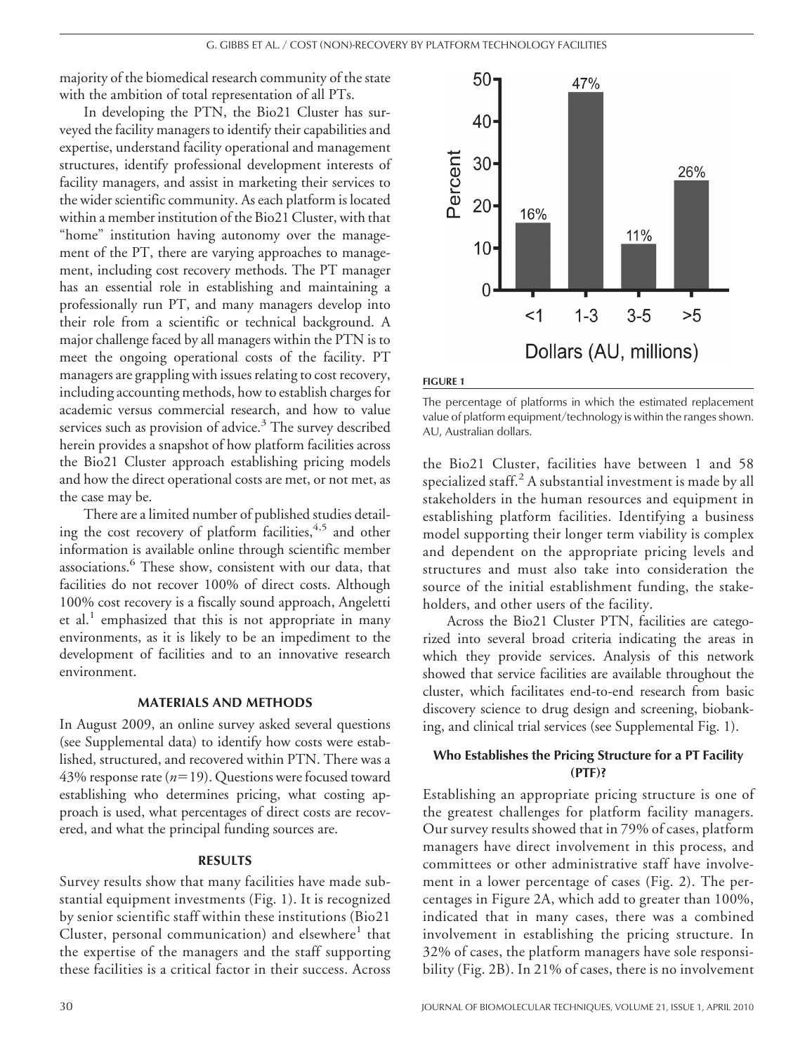majority of the biomedical research community of the state with the ambition of total representation of all PTs.

In developing the PTN, the Bio21 Cluster has surveyed the facility managers to identify their capabilities and expertise, understand facility operational and management structures, identify professional development interests of facility managers, and assist in marketing their services to the wider scientific community. As each platform is located within a member institution of the Bio21 Cluster, with that "home" institution having autonomy over the management of the PT, there are varying approaches to management, including cost recovery methods. The PT manager has an essential role in establishing and maintaining a professionally run PT, and many managers develop into their role from a scientific or technical background. A major challenge faced by all managers within the PTN is to meet the ongoing operational costs of the facility. PT managers are grappling with issues relating to cost recovery, including accounting methods, how to establish charges for academic versus commercial research, and how to value services such as provision of advice.[3] The survey described herein provides a snapshot of how platform facilities across the Bio21 Cluster approach establishing pricing models and how the direct operational costs are met, or not met, as the case may be.

There are a limited number of published studies detailing the cost recovery of platform facilities,[4,5] and other information is available online through scientific member associations.[6] These show, consistent with our data, that facilities do not recover 100% of direct costs. Although 100% cost recovery is a fiscally sound approach, Angeletti et al.[1] emphasized that this is not appropriate in many environments, as it is likely to be an impediment to the development of facilities and to an innovative research environment.

## MATERIALS AND METHODS

In August 2009, an online survey asked several questions (see Supplemental data) to identify how costs were established, structured, and recovered within PTN. There was a 43% response rate ($n$=19). Questions were focused toward establishing who determines pricing, what costing approach is used, what percentages of direct costs are recovered, and what the principal funding sources are.

## RESULTS

Survey results show that many facilities have made substantial equipment investments (Fig. 1). It is recognized by senior scientific staff within these institutions (Bio21 Cluster, personal communication) and elsewhere[1] that the expertise of the managers and the staff supporting these facilities is a critical factor in their success. Across the Bio21 Cluster, facilities have between 1 and 58 specialized staff.[2] A substantial investment is made by all stakeholders in the human resources and equipment in establishing platform facilities. Identifying a business model supporting their longer term viability is complex and dependent on the appropriate pricing levels and structures and must also take into consideration the source of the initial establishment funding, the stakeholders, and other users of the facility.

**FIGURE 1**

The percentage of platforms in which the estimated replacement value of platform equipment/technology is within the ranges shown. AU, Australian dollars.

Across the Bio21 Cluster PTN, facilities are categorized into several broad criteria indicating the areas in which they provide services. Analysis of this network showed that service facilities are available throughout the cluster, which facilitates end-to-end research from basic discovery science to drug design and screening, biobanking, and clinical trial services (see Supplemental Fig. 1).

### Who Establishes the Pricing Structure for a PT Facility (PTF)?

Establishing an appropriate pricing structure is one of the greatest challenges for platform facility managers. Our survey results showed that in 79% of cases, platform managers have direct involvement in this process, and committees or other administrative staff have involvement in a lower percentage of cases (Fig. 2). The percentages in Figure 2A, which add to greater than 100%, indicated that in many cases, there was a combined involvement in establishing the pricing structure. In 32% of cases, the platform managers have sole responsibility (Fig. 2B). In 21% of cases, there is no involvement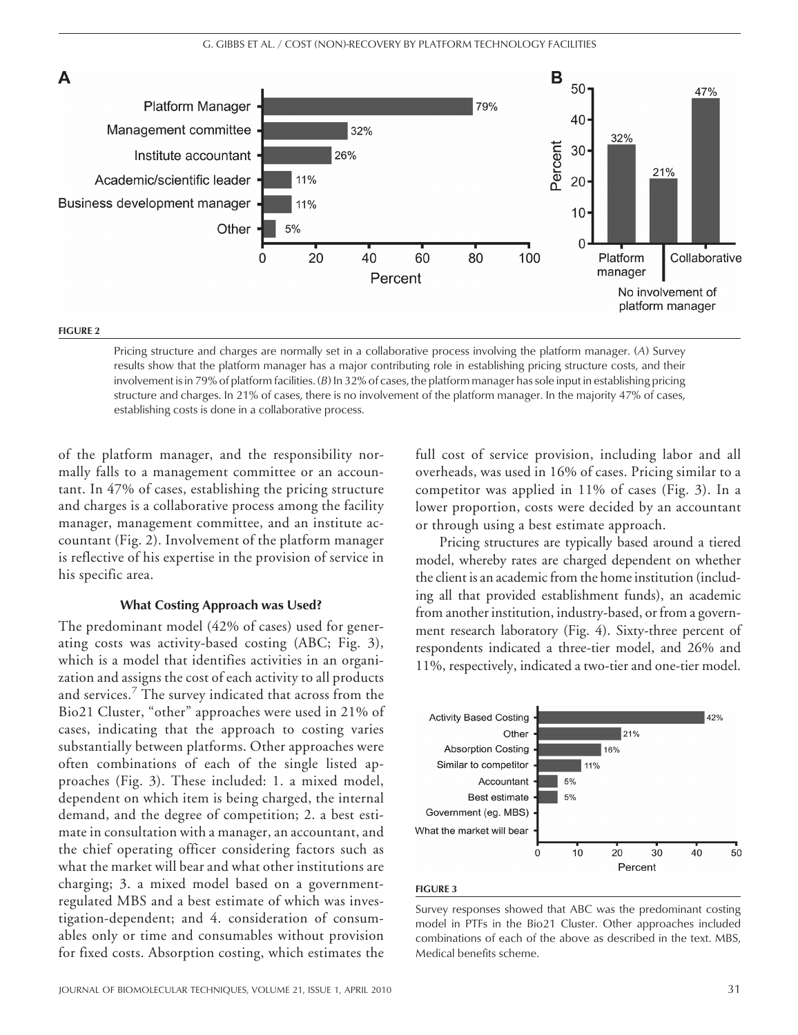**FIGURE 2**

Pricing structure and charges are normally set in a collaborative process involving the platform manager. (*A*) Survey results show that the platform manager has a major contributing role in establishing pricing structure costs, and their involvement is in 79% of platform facilities. (*B*) In 32% of cases, the platform manager has sole input in establishing pricing structure and charges. In 21% of cases, there is no involvement of the platform manager. In the majority 47% of cases, establishing costs is done in a collaborative process.

of the platform manager, and the responsibility normally falls to a management committee or an accountant. In 47% of cases, establishing the pricing structure and charges is a collaborative process among the facility manager, management committee, and an institute accountant (Fig. 2). Involvement of the platform manager is reflective of his expertise in the provision of service in his specific area.

### What Costing Approach was Used?

The predominant model (42% of cases) used for generating costs was activity-based costing (ABC; Fig. 3), which is a model that identifies activities in an organization and assigns the cost of each activity to all products and services.[7] The survey indicated that across from the Bio21 Cluster, "other" approaches were used in 21% of cases, indicating that the approach to costing varies substantially between platforms. Other approaches were often combinations of each of the single listed approaches (Fig. 3). These included: 1. a mixed model, dependent on which item is being charged, the internal demand, and the degree of competition; 2. a best estimate in consultation with a manager, an accountant, and the chief operating officer considering factors such as what the market will bear and what other institutions are charging; 3. a mixed model based on a government-regulated MBS and a best estimate of which was investigation-dependent; and 4. consideration of consumables only or time and consumables without provision for fixed costs. Absorption costing, which estimates the full cost of service provision, including labor and all overheads, was used in 16% of cases. Pricing similar to a competitor was applied in 11% of cases (Fig. 3). In a lower proportion, costs were decided by an accountant or through using a best estimate approach.

Pricing structures are typically based around a tiered model, whereby rates are charged dependent on whether the client is an academic from the home institution (including all that provided establishment funds), an academic from another institution, industry-based, or from a government research laboratory (Fig. 4). Sixty-three percent of respondents indicated a three-tier model, and 26% and 11%, respectively, indicated a two-tier and one-tier model.

**FIGURE 3**

Survey responses showed that ABC was the predominant costing model in PTFs in the Bio21 Cluster. Other approaches included combinations of each of the above as described in the text. MBS, Medical benefits scheme.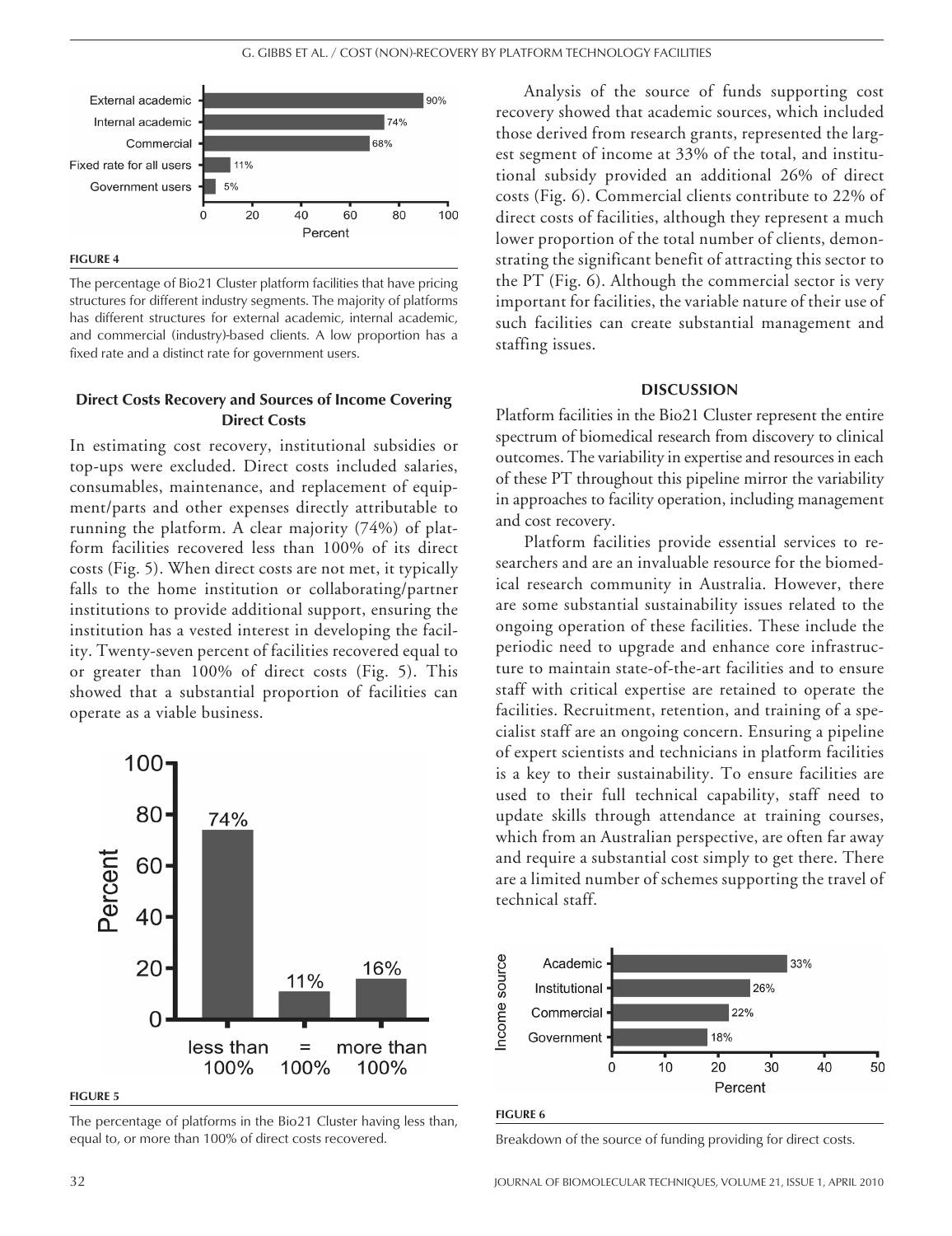**FIGURE 4**

The percentage of Bio21 Cluster platform facilities that have pricing structures for different industry segments. The majority of platforms has different structures for external academic, internal academic, and commercial (industry)-based clients. A low proportion has a fixed rate and a distinct rate for government users.

### Direct Costs Recovery and Sources of Income Covering Direct Costs

In estimating cost recovery, institutional subsidies or top-ups were excluded. Direct costs included salaries, consumables, maintenance, and replacement of equipment/parts and other expenses directly attributable to running the platform. A clear majority (74%) of platform facilities recovered less than 100% of its direct costs (Fig. 5). When direct costs are not met, it typically falls to the home institution or collaborating/partner institutions to provide additional support, ensuring the institution has a vested interest in developing the facility. Twenty-seven percent of facilities recovered equal to or greater than 100% of direct costs (Fig. 5). This showed that a substantial proportion of facilities can operate as a viable business.

**FIGURE 5**

The percentage of platforms in the Bio21 Cluster having less than, equal to, or more than 100% of direct costs recovered.

Analysis of the source of funds supporting cost recovery showed that academic sources, which included those derived from research grants, represented the largest segment of income at 33% of the total, and institutional subsidy provided an additional 26% of direct costs (Fig. 6). Commercial clients contribute to 22% of direct costs of facilities, although they represent a much lower proportion of the total number of clients, demonstrating the significant benefit of attracting this sector to the PT (Fig. 6). Although the commercial sector is very important for facilities, the variable nature of their use of such facilities can create substantial management and staffing issues.

## DISCUSSION

Platform facilities in the Bio21 Cluster represent the entire spectrum of biomedical research from discovery to clinical outcomes. The variability in expertise and resources in each of these PT throughout this pipeline mirror the variability in approaches to facility operation, including management and cost recovery.

Platform facilities provide essential services to researchers and are an invaluable resource for the biomedical research community in Australia. However, there are some substantial sustainability issues related to the ongoing operation of these facilities. These include the periodic need to upgrade and enhance core infrastructure to maintain state-of-the-art facilities and to ensure staff with critical expertise are retained to operate the facilities. Recruitment, retention, and training of a specialist staff are an ongoing concern. Ensuring a pipeline of expert scientists and technicians in platform facilities is a key to their sustainability. To ensure facilities are used to their full technical capability, staff need to update skills through attendance at training courses, which from an Australian perspective, are often far away and require a substantial cost simply to get there. There are a limited number of schemes supporting the travel of technical staff.

**FIGURE 6**

Breakdown of the source of funding providing for direct costs.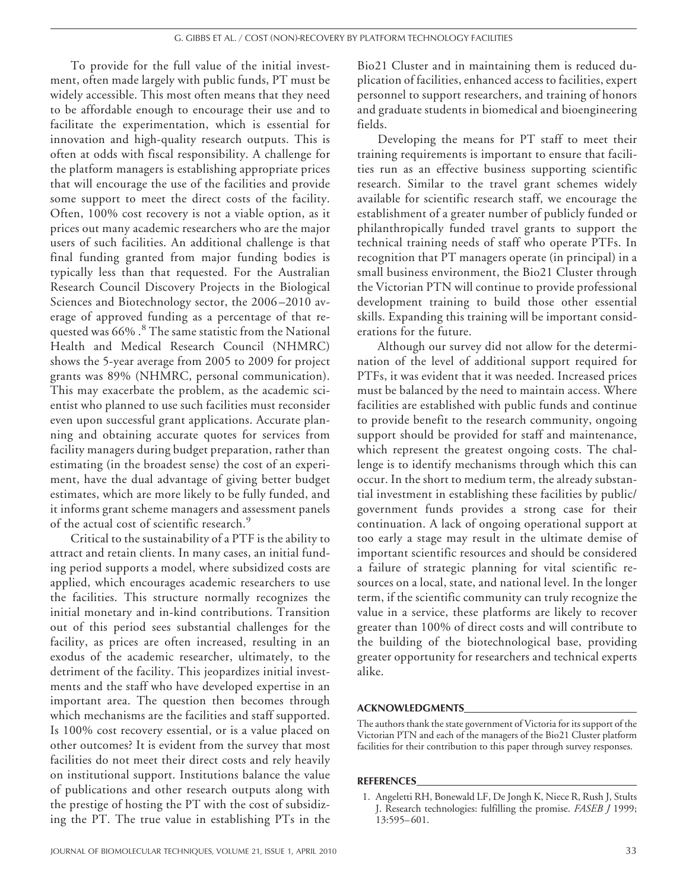To provide for the full value of the initial investment, often made largely with public funds, PT must be widely accessible. This most often means that they need to be affordable enough to encourage their use and to facilitate the experimentation, which is essential for innovation and high-quality research outputs. This is often at odds with fiscal responsibility. A challenge for the platform managers is establishing appropriate prices that will encourage the use of the facilities and provide some support to meet the direct costs of the facility. Often, 100% cost recovery is not a viable option, as it prices out many academic researchers who are the major users of such facilities. An additional challenge is that final funding granted from major funding bodies is typically less than that requested. For the Australian Research Council Discovery Projects in the Biological Sciences and Biotechnology sector, the 2006–2010 average of approved funding as a percentage of that requested was 66% .[8] The same statistic from the National Health and Medical Research Council (NHMRC) shows the 5-year average from 2005 to 2009 for project grants was 89% (NHMRC, personal communication). This may exacerbate the problem, as the academic scientist who planned to use such facilities must reconsider even upon successful grant applications. Accurate planning and obtaining accurate quotes for services from facility managers during budget preparation, rather than estimating (in the broadest sense) the cost of an experiment, have the dual advantage of giving better budget estimates, which are more likely to be fully funded, and it informs grant scheme managers and assessment panels of the actual cost of scientific research.[9]

Critical to the sustainability of a PTF is the ability to attract and retain clients. In many cases, an initial funding period supports a model, where subsidized costs are applied, which encourages academic researchers to use the facilities. This structure normally recognizes the initial monetary and in-kind contributions. Transition out of this period sees substantial challenges for the facility, as prices are often increased, resulting in an exodus of the academic researcher, ultimately, to the detriment of the facility. This jeopardizes initial investments and the staff who have developed expertise in an important area. The question then becomes through which mechanisms are the facilities and staff supported. Is 100% cost recovery essential, or is a value placed on other outcomes? It is evident from the survey that most facilities do not meet their direct costs and rely heavily on institutional support. Institutions balance the value of publications and other research outputs along with the prestige of hosting the PT with the cost of subsidizing the PT. The true value in establishing PTs in the Bio21 Cluster and in maintaining them is reduced duplication of facilities, enhanced access to facilities, expert personnel to support researchers, and training of honors and graduate students in biomedical and bioengineering fields.

Developing the means for PT staff to meet their training requirements is important to ensure that facilities run as an effective business supporting scientific research. Similar to the travel grant schemes widely available for scientific research staff, we encourage the establishment of a greater number of publicly funded or philanthropically funded travel grants to support the technical training needs of staff who operate PTFs. In recognition that PT managers operate (in principal) in a small business environment, the Bio21 Cluster through the Victorian PTN will continue to provide professional development training to build those other essential skills. Expanding this training will be important considerations for the future.

Although our survey did not allow for the determination of the level of additional support required for PTFs, it was evident that it was needed. Increased prices must be balanced by the need to maintain access. Where facilities are established with public funds and continue to provide benefit to the research community, ongoing support should be provided for staff and maintenance, which represent the greatest ongoing costs. The challenge is to identify mechanisms through which this can occur. In the short to medium term, the already substantial investment in establishing these facilities by public/government funds provides a strong case for their continuation. A lack of ongoing operational support at too early a stage may result in the ultimate demise of important scientific resources and should be considered a failure of strategic planning for vital scientific resources on a local, state, and national level. In the longer term, if the scientific community can truly recognize the value in a service, these platforms are likely to recover greater than 100% of direct costs and will contribute to the building of the biotechnological base, providing greater opportunity for researchers and technical experts alike.

## ACKNOWLEDGMENTS

The authors thank the state government of Victoria for its support of the Victorian PTN and each of the managers of the Bio21 Cluster platform facilities for their contribution to this paper through survey responses.

## REFERENCES

1. Angeletti RH, Bonewald LF, De Jongh K, Niece R, Rush J, Stults J. Research technologies: fulfilling the promise. *FASEB J* 1999; 13:595–601.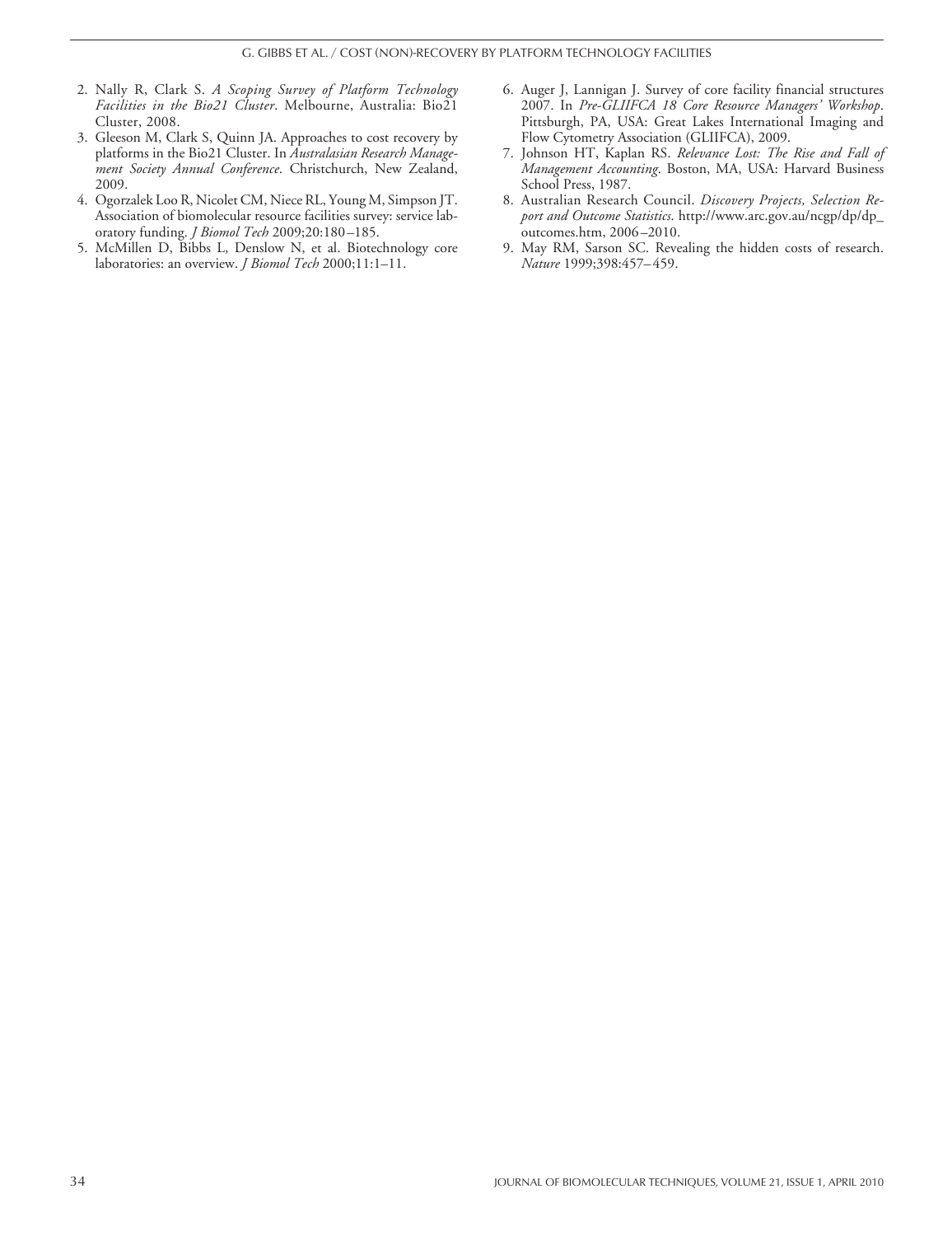2. Nally R, Clark S. *A Scoping Survey of Platform Technology Facilities in the Bio21 Cluster*. Melbourne, Australia: Bio21 Cluster, 2008.
3. Gleeson M, Clark S, Quinn JA. Approaches to cost recovery by platforms in the Bio21 Cluster. In *Australasian Research Management Society Annual Conference*. Christchurch, New Zealand, 2009.
4. Ogorzalek Loo R, Nicolet CM, Niece RL, Young M, Simpson JT. Association of biomolecular resource facilities survey: service laboratory funding. *J Biomol Tech* 2009;20:180–185.
5. McMillen D, Bibbs L, Denslow N, et al. Biotechnology core laboratories: an overview. *J Biomol Tech* 2000;11:1–11.
6. Auger J, Lannigan J. Survey of core facility financial structures 2007. In *Pre-GLIIFCA 18 Core Resource Managers' Workshop*. Pittsburgh, PA, USA: Great Lakes International Imaging and Flow Cytometry Association (GLIIFCA), 2009.
7. Johnson HT, Kaplan RS. *Relevance Lost: The Rise and Fall of Management Accounting*. Boston, MA, USA: Harvard Business School Press, 1987.
8. Australian Research Council. *Discovery Projects, Selection Report and Outcome Statistics*. http://www.arc.gov.au/ncgp/dp/dp_outcomes.htm, 2006–2010.
9. May RM, Sarson SC. Revealing the hidden costs of research. *Nature* 1999;398:457–459.